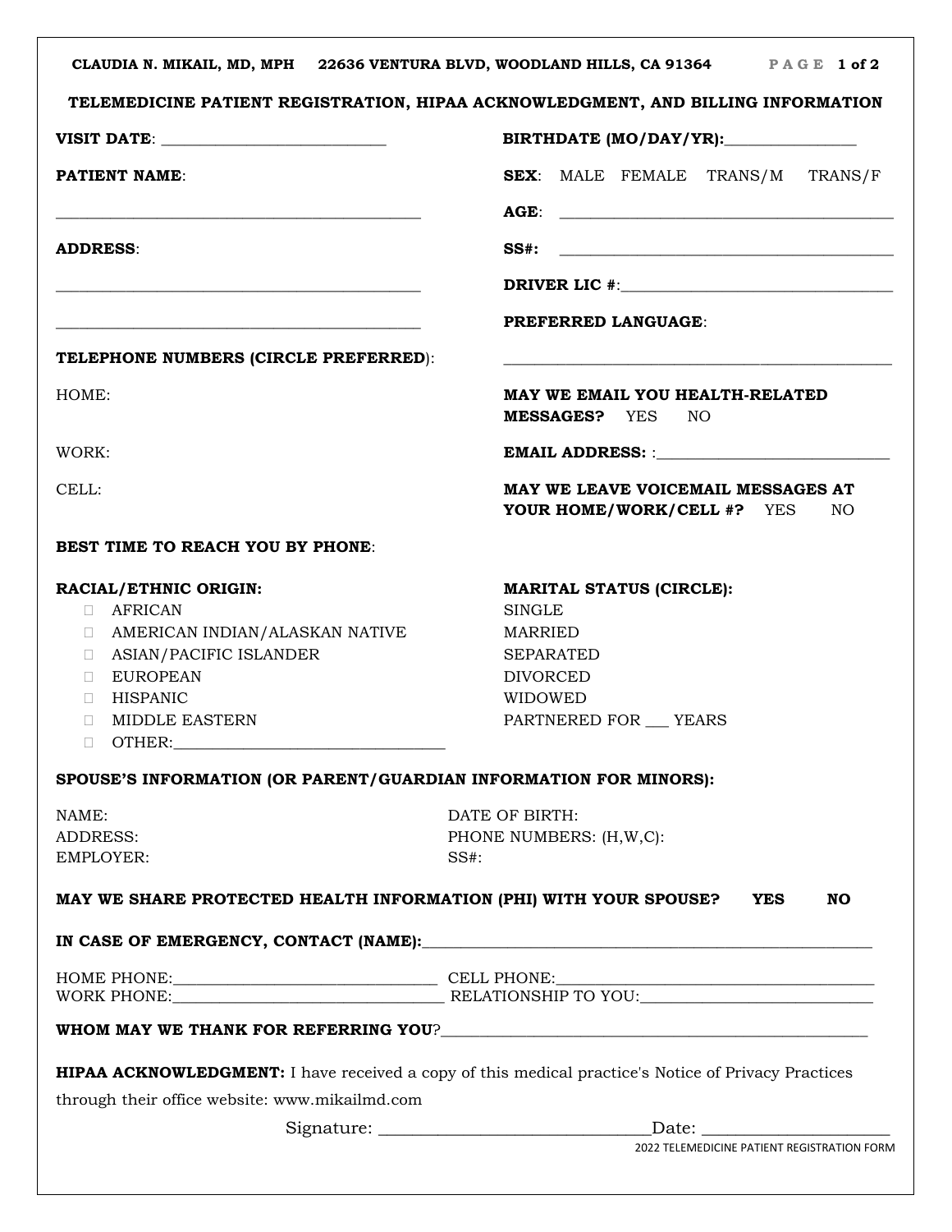CLAUDIA N. MIKAIL, MD, MPH 22636 VENTURA BLVD, WOODLAND HILLS, CA 91364

## TELEMEDICINE PATIENT REGISTRATION, HIPAA ACKNOWLEDGMENT, AND BILLING INFORMATION

**VISIT DATE**: ___________________________

**BIRTHDATE (MO/DAY/YR):**________________

**PATIENT NAME**:

____________________________________________

**SEX**: MALE FEMALE TRANS/M TRANS/F

**AGE**: ________________________________________

**ADDRESS**:

____________________________________________

____________________________________________

**SS#**: ________________________________________

**DRIVER LIC #**:_________________________________

**PREFERRED LANGUAGE**:

_______________________________________________

**TELEPHONE NUMBERS (CIRCLE PREFERRED**):

HOME:

WORK:

CELL:

**MAY WE EMAIL YOU HEALTH-RELATED MESSAGES?** YES NO

**EMAIL ADDRESS:** :____________________________

**MAY WE LEAVE VOICEMAIL MESSAGES AT YOUR HOME/WORK/CELL #?** YES NO

**BEST TIME TO REACH YOU BY PHONE**:

**RACIAL/ETHNIC ORIGIN:**

- ☐ AFRICAN
- ☐ AMERICAN INDIAN/ALASKAN NATIVE
- ☐ ASIAN/PACIFIC ISLANDER
- ☐ EUROPEAN
- ☐ HISPANIC
- ☐ MIDDLE EASTERN
- ☐ OTHER:_________________________________

**MARITAL STATUS (CIRCLE):**

SINGLE
MARRIED
SEPARATED
DIVORCED
WIDOWED
PARTNERED FOR ___ YEARS

**SPOUSE'S INFORMATION (OR PARENT/GUARDIAN INFORMATION FOR MINORS):**

NAME:
ADDRESS:
EMPLOYER:

DATE OF BIRTH:
PHONE NUMBERS: (H,W,C):
SS#:

**MAY WE SHARE PROTECTED HEALTH INFORMATION (PHI) WITH YOUR SPOUSE? YES NO**

**IN CASE OF EMERGENCY, CONTACT (NAME):**_______________________________________________________

HOME PHONE:________________________________ CELL PHONE:_______________________________________
WORK PHONE:_________________________________ RELATIONSHIP TO YOU:____________________________

**WHOM MAY WE THANK FOR REFERRING YOU**?______________________________________________________

**HIPAA ACKNOWLEDGMENT:** I have received a copy of this medical practice's Notice of Privacy Practices through their office website: www.mikailmd.com

Signature: ______________________________Date: _____________________

2022 TELEMEDICINE PATIENT REGISTRATION FORM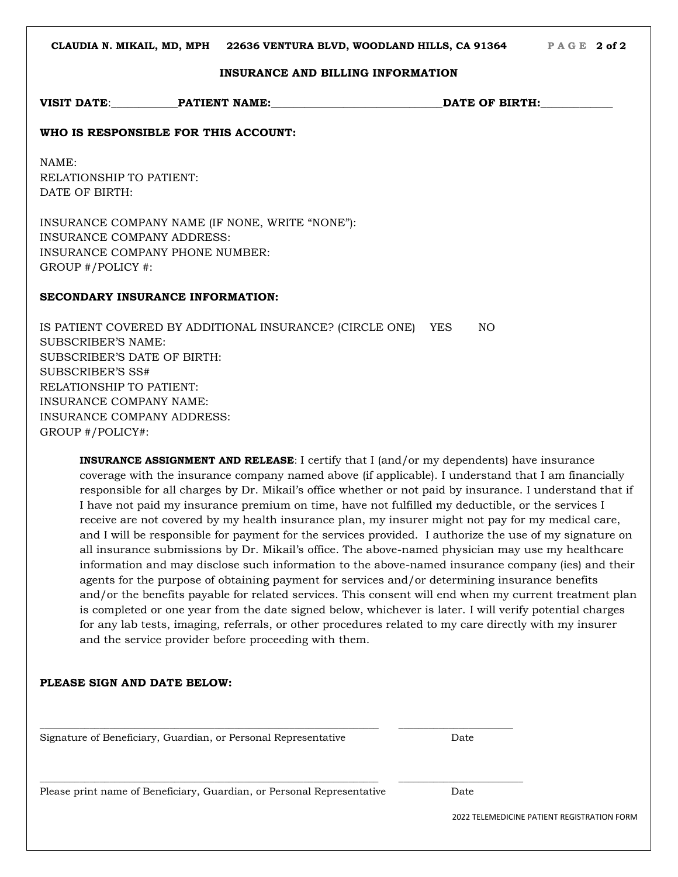## INSURANCE AND BILLING INFORMATION

**VISIT DATE**:___________**PATIENT NAME:**_____________________________**DATE OF BIRTH:**____________

**WHO IS RESPONSIBLE FOR THIS ACCOUNT:**

NAME:
RELATIONSHIP TO PATIENT:
DATE OF BIRTH:

INSURANCE COMPANY NAME (IF NONE, WRITE "NONE"):
INSURANCE COMPANY ADDRESS:
INSURANCE COMPANY PHONE NUMBER:
GROUP #/POLICY #:

**SECONDARY INSURANCE INFORMATION:**

IS PATIENT COVERED BY ADDITIONAL INSURANCE? (CIRCLE ONE) YES NO
SUBSCRIBER'S NAME:
SUBSCRIBER'S DATE OF BIRTH:
SUBSCRIBER'S SS#
RELATIONSHIP TO PATIENT:
INSURANCE COMPANY NAME:
INSURANCE COMPANY ADDRESS:
GROUP #/POLICY#:

> **INSURANCE ASSIGNMENT AND RELEASE**: I certify that I (and/or my dependents) have insurance coverage with the insurance company named above (if applicable). I understand that I am financially responsible for all charges by Dr. Mikail's office whether or not paid by insurance. I understand that if I have not paid my insurance premium on time, have not fulfilled my deductible, or the services I receive are not covered by my health insurance plan, my insurer might not pay for my medical care, and I will be responsible for payment for the services provided. I authorize the use of my signature on all insurance submissions by Dr. Mikail's office. The above-named physician may use my healthcare information and may disclose such information to the above-named insurance company (ies) and their agents for the purpose of obtaining payment for services and/or determining insurance benefits and/or the benefits payable for related services. This consent will end when my current treatment plan is completed or one year from the date signed below, whichever is later. I will verify potential charges for any lab tests, imaging, referrals, or other procedures related to my care directly with my insurer and the service provider before proceeding with them.

**PLEASE SIGN AND DATE BELOW:**

_____________________________________________ _________________
Signature of Beneficiary, Guardian, or Personal Representative Date

_____________________________________________ _________________
Please print name of Beneficiary, Guardian, or Personal Representative Date

2022 TELEMEDICINE PATIENT REGISTRATION FORM